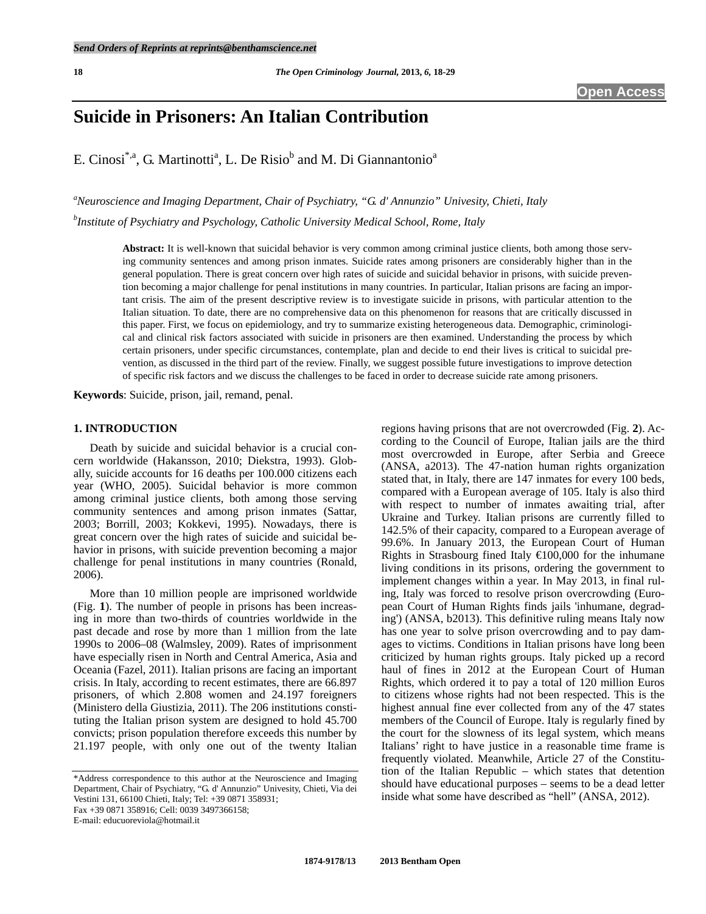# Suicide in Prisoners: An Italian Contribution

E. Cinosi[*,a], G. Martinotti[a], L. De Risio[b] and M. Di Giannantonio[a]

[a]*Neuroscience and Imaging Department, Chair of Psychiatry, "G. d' Annunzio" Univesity, Chieti, Italy*

[b]*Institute of Psychiatry and Psychology, Catholic University Medical School, Rome, Italy*

**Abstract:** It is well-known that suicidal behavior is very common among criminal justice clients, both among those serving community sentences and among prison inmates. Suicide rates among prisoners are considerably higher than in the general population. There is great concern over high rates of suicide and suicidal behavior in prisons, with suicide prevention becoming a major challenge for penal institutions in many countries. In particular, Italian prisons are facing an important crisis. The aim of the present descriptive review is to investigate suicide in prisons, with particular attention to the Italian situation. To date, there are no comprehensive data on this phenomenon for reasons that are critically discussed in this paper. First, we focus on epidemiology, and try to summarize existing heterogeneous data. Demographic, criminological and clinical risk factors associated with suicide in prisoners are then examined. Understanding the process by which certain prisoners, under specific circumstances, contemplate, plan and decide to end their lives is critical to suicidal prevention, as discussed in the third part of the review. Finally, we suggest possible future investigations to improve detection of specific risk factors and we discuss the challenges to be faced in order to decrease suicide rate among prisoners.

**Keywords**: Suicide, prison, jail, remand, penal.

## 1. INTRODUCTION

Death by suicide and suicidal behavior is a crucial concern worldwide (Hakansson, 2010; Diekstra, 1993). Globally, suicide accounts for 16 deaths per 100.000 citizens each year (WHO, 2005). Suicidal behavior is more common among criminal justice clients, both among those serving community sentences and among prison inmates (Sattar, 2003; Borrill, 2003; Kokkevi, 1995). Nowadays, there is great concern over the high rates of suicide and suicidal behavior in prisons, with suicide prevention becoming a major challenge for penal institutions in many countries (Ronald, 2006).

More than 10 million people are imprisoned worldwide (Fig. **1**). The number of people in prisons has been increasing in more than two-thirds of countries worldwide in the past decade and rose by more than 1 million from the late 1990s to 2006–08 (Walmsley, 2009). Rates of imprisonment have especially risen in North and Central America, Asia and Oceania (Fazel, 2011). Italian prisons are facing an important crisis. In Italy, according to recent estimates, there are 66.897 prisoners, of which 2.808 women and 24.197 foreigners (Ministero della Giustizia, 2011). The 206 institutions constituting the Italian prison system are designed to hold 45.700 convicts; prison population therefore exceeds this number by 21.197 people, with only one out of the twenty Italian regions having prisons that are not overcrowded (Fig. **2**). According to the Council of Europe, Italian jails are the third most overcrowded in Europe, after Serbia and Greece (ANSA, a2013). The 47-nation human rights organization stated that, in Italy, there are 147 inmates for every 100 beds, compared with a European average of 105. Italy is also third with respect to number of inmates awaiting trial, after Ukraine and Turkey. Italian prisons are currently filled to 142.5% of their capacity, compared to a European average of 99.6%. In January 2013, the European Court of Human Rights in Strasbourg fined Italy €100,000 for the inhumane living conditions in its prisons, ordering the government to implement changes within a year. In May 2013, in final ruling, Italy was forced to resolve prison overcrowding (European Court of Human Rights finds jails 'inhumane, degrading') (ANSA, b2013). This definitive ruling means Italy now has one year to solve prison overcrowding and to pay damages to victims. Conditions in Italian prisons have long been criticized by human rights groups. Italy picked up a record haul of fines in 2012 at the European Court of Human Rights, which ordered it to pay a total of 120 million Euros to citizens whose rights had not been respected. This is the highest annual fine ever collected from any of the 47 states members of the Council of Europe. Italy is regularly fined by the court for the slowness of its legal system, which means Italians' right to have justice in a reasonable time frame is frequently violated. Meanwhile, Article 27 of the Constitution of the Italian Republic – which states that detention should have educational purposes – seems to be a dead letter inside what some have described as "hell" (ANSA, 2012).

*Address correspondence to this author at the Neuroscience and Imaging Department, Chair of Psychiatry, "G. d' Annunzio" Univesity, Chieti, Via dei Vestini 131, 66100 Chieti, Italy; Tel: +39 0871 358931; Fax +39 0871 358916; Cell: 0039 3497366158; E-mail: educuoreviola@hotmail.it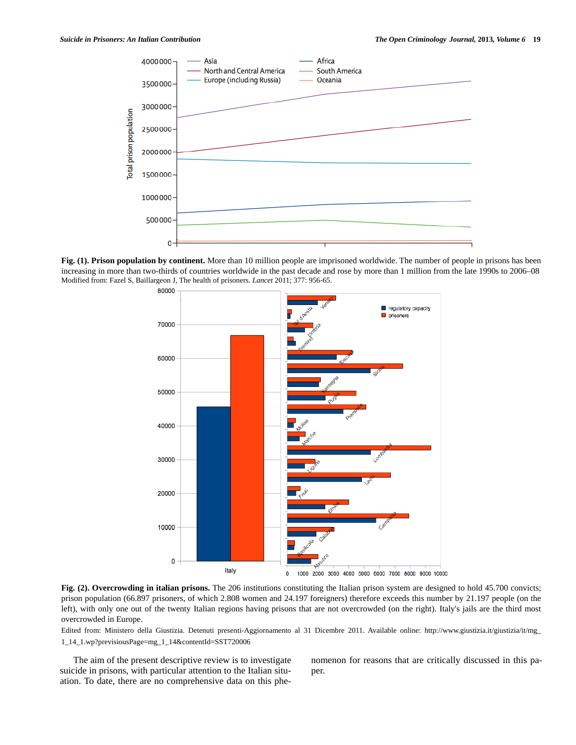**Fig. (1). Prison population by continent.** More than 10 million people are imprisoned worldwide. The number of people in prisons has been increasing in more than two-thirds of countries worldwide in the past decade and rose by more than 1 million from the late 1990s to 2006–08 Modified from: Fazel S, Baillargeon J, The health of prisoners. *Lancet* 2011; 377: 956-65.

**Fig. (2). Overcrowding in italian prisons.** The 206 institutions constituting the Italian prison system are designed to hold 45.700 convicts; prison population (66.897 prisoners, of which 2.808 women and 24.197 foreigners) therefore exceeds this number by 21.197 people (on the left), with only one out of the twenty Italian regions having prisons that are not overcrowded (on the right). Italy's jails are the third most overcrowded in Europe.

Edited from: Ministero della Giustizia. Detenuti presenti-Aggiornamento al 31 Dicembre 2011. Available online: http://www.giustizia.it/giustizia/it/mg_1_14_1.wp?previsiousPage=mg_1_14&contentId=SST720006

The aim of the present descriptive review is to investigate suicide in prisons, with particular attention to the Italian situation. To date, there are no comprehensive data on this phenomenon for reasons that are critically discussed in this paper.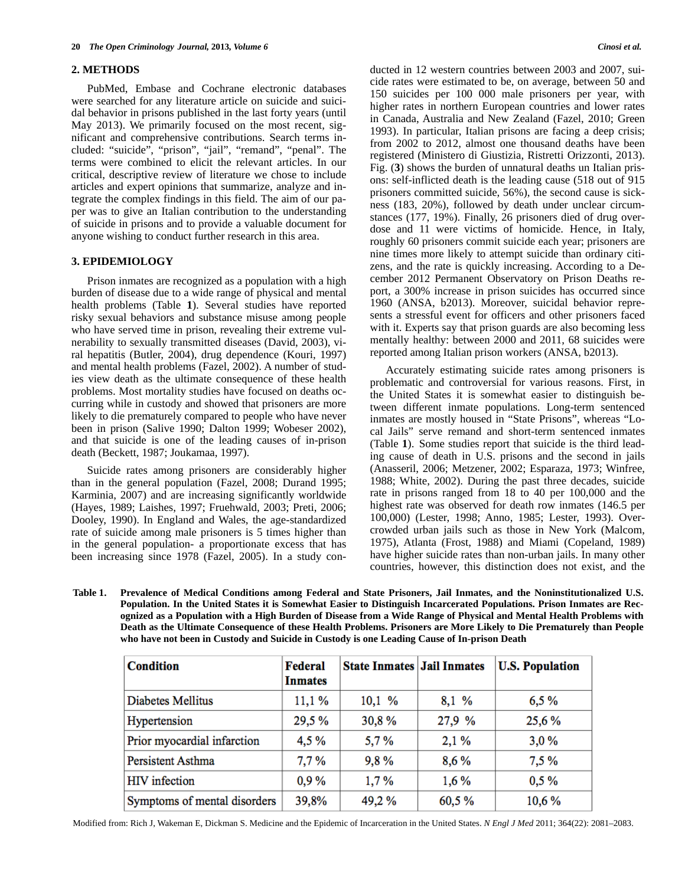## 2. METHODS

PubMed, Embase and Cochrane electronic databases were searched for any literature article on suicide and suicidal behavior in prisons published in the last forty years (until May 2013). We primarily focused on the most recent, significant and comprehensive contributions. Search terms included: "suicide", "prison", "jail", "remand", "penal". The terms were combined to elicit the relevant articles. In our critical, descriptive review of literature we chose to include articles and expert opinions that summarize, analyze and integrate the complex findings in this field. The aim of our paper was to give an Italian contribution to the understanding of suicide in prisons and to provide a valuable document for anyone wishing to conduct further research in this area.

## 3. EPIDEMIOLOGY

Prison inmates are recognized as a population with a high burden of disease due to a wide range of physical and mental health problems (Table **1**). Several studies have reported risky sexual behaviors and substance misuse among people who have served time in prison, revealing their extreme vulnerability to sexually transmitted diseases (David, 2003), viral hepatitis (Butler, 2004), drug dependence (Kouri, 1997) and mental health problems (Fazel, 2002). A number of studies view death as the ultimate consequence of these health problems. Most mortality studies have focused on deaths occurring while in custody and showed that prisoners are more likely to die prematurely compared to people who have never been in prison (Salive 1990; Dalton 1999; Wobeser 2002), and that suicide is one of the leading causes of in-prison death (Beckett, 1987; Joukamaa, 1997).

Suicide rates among prisoners are considerably higher than in the general population (Fazel, 2008; Durand 1995; Karminia, 2007) and are increasing significantly worldwide (Hayes, 1989; Laishes, 1997; Fruehwald, 2003; Preti, 2006; Dooley, 1990). In England and Wales, the age-standardized rate of suicide among male prisoners is 5 times higher than in the general population- a proportionate excess that has been increasing since 1978 (Fazel, 2005). In a study conducted in 12 western countries between 2003 and 2007, suicide rates were estimated to be, on average, between 50 and 150 suicides per 100 000 male prisoners per year, with higher rates in northern European countries and lower rates in Canada, Australia and New Zealand (Fazel, 2010; Green 1993). In particular, Italian prisons are facing a deep crisis; from 2002 to 2012, almost one thousand deaths have been registered (Ministero di Giustizia, Ristretti Orizzonti, 2013). Fig. (**3**) shows the burden of unnatural deaths un Italian prisons: self-inflicted death is the leading cause (518 out of 915 prisoners committed suicide, 56%), the second cause is sickness (183, 20%), followed by death under unclear circumstances (177, 19%). Finally, 26 prisoners died of drug overdose and 11 were victims of homicide. Hence, in Italy, roughly 60 prisoners commit suicide each year; prisoners are nine times more likely to attempt suicide than ordinary citizens, and the rate is quickly increasing. According to a December 2012 Permanent Observatory on Prison Deaths report, a 300% increase in prison suicides has occurred since 1960 (ANSA, b2013). Moreover, suicidal behavior represents a stressful event for officers and other prisoners faced with it. Experts say that prison guards are also becoming less mentally healthy: between 2000 and 2011, 68 suicides were reported among Italian prison workers (ANSA, b2013).

Accurately estimating suicide rates among prisoners is problematic and controversial for various reasons. First, in the United States it is somewhat easier to distinguish between different inmate populations. Long-term sentenced inmates are mostly housed in "State Prisons", whereas "Local Jails" serve remand and short-term sentenced inmates (Table **1**). Some studies report that suicide is the third leading cause of death in U.S. prisons and the second in jails (Anasseril, 2006; Metzener, 2002; Esparaza, 1973; Winfree, 1988; White, 2002). During the past three decades, suicide rate in prisons ranged from 18 to 40 per 100,000 and the highest rate was observed for death row inmates (146.5 per 100,000) (Lester, 1998; Anno, 1985; Lester, 1993). Overcrowded urban jails such as those in New York (Malcom, 1975), Atlanta (Frost, 1988) and Miami (Copeland, 1989) have higher suicide rates than non-urban jails. In many other countries, however, this distinction does not exist, and the

**Table 1. Prevalence of Medical Conditions among Federal and State Prisoners, Jail Inmates, and the Noninstitutionalized U.S. Population. In the United States it is Somewhat Easier to Distinguish Incarcerated Populations. Prison Inmates are Recognized as a Population with a High Burden of Disease from a Wide Range of Physical and Mental Health Problems with Death as the Ultimate Consequence of these Health Problems. Prisoners are More Likely to Die Prematurely than People who have not been in Custody and Suicide in Custody is one Leading Cause of In-prison Death**

| Condition | Federal Inmates | State Inmates | Jail Inmates | U.S. Population |
|---|---|---|---|---|
| Diabetes Mellitus | 11,1 % | 10,1 % | 8,1 % | 6,5 % |
| Hypertension | 29,5 % | 30,8 % | 27,9 % | 25,6 % |
| Prior myocardial infarction | 4,5 % | 5,7 % | 2,1 % | 3,0 % |
| Persistent Asthma | 7,7 % | 9,8 % | 8,6 % | 7,5 % |
| HIV infection | 0,9 % | 1,7 % | 1,6 % | 0,5 % |
| Symptoms of mental disorders | 39,8% | 49,2 % | 60,5 % | 10,6 % |

Modified from: Rich J, Wakeman E, Dickman S. Medicine and the Epidemic of Incarceration in the United States. *N Engl J Med* 2011; 364(22): 2081–2083.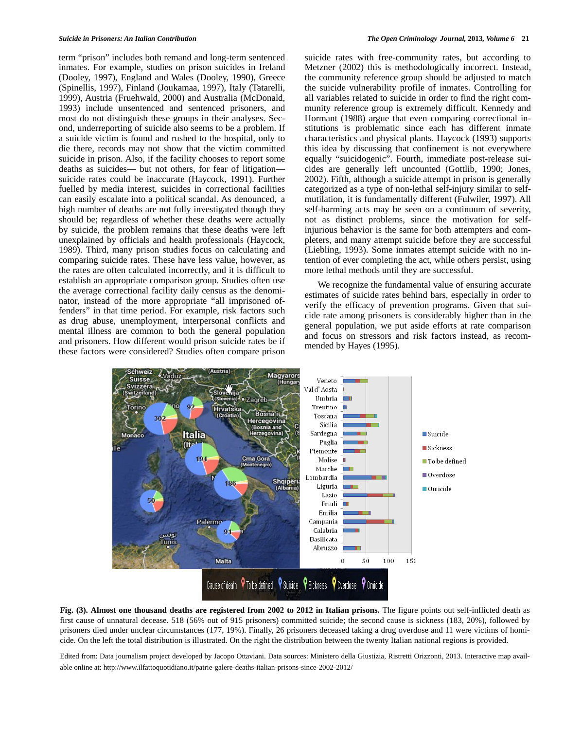term "prison" includes both remand and long-term sentenced inmates. For example, studies on prison suicides in Ireland (Dooley, 1997), England and Wales (Dooley, 1990), Greece (Spinellis, 1997), Finland (Joukamaa, 1997), Italy (Tatarelli, 1999), Austria (Fruehwald, 2000) and Australia (McDonald, 1993) include unsentenced and sentenced prisoners, and most do not distinguish these groups in their analyses. Second, underreporting of suicide also seems to be a problem. If a suicide victim is found and rushed to the hospital, only to die there, records may not show that the victim committed suicide in prison. Also, if the facility chooses to report some deaths as suicides— but not others, for fear of litigation— suicide rates could be inaccurate (Haycock, 1991). Further fuelled by media interest, suicides in correctional facilities can easily escalate into a political scandal. As denounced, a high number of deaths are not fully investigated though they should be; regardless of whether these deaths were actually by suicide, the problem remains that these deaths were left unexplained by officials and health professionals (Haycock, 1989). Third, many prison studies focus on calculating and comparing suicide rates. These have less value, however, as the rates are often calculated incorrectly, and it is difficult to establish an appropriate comparison group. Studies often use the average correctional facility daily census as the denominator, instead of the more appropriate "all imprisoned offenders" in that time period. For example, risk factors such as drug abuse, unemployment, interpersonal conflicts and mental illness are common to both the general population and prisoners. How different would prison suicide rates be if these factors were considered? Studies often compare prison suicide rates with free-community rates, but according to Metzner (2002) this is methodologically incorrect. Instead, the community reference group should be adjusted to match the suicide vulnerability profile of inmates. Controlling for all variables related to suicide in order to find the right community reference group is extremely difficult. Kennedy and Hormant (1988) argue that even comparing correctional institutions is problematic since each has different inmate characteristics and physical plants. Haycock (1993) supports this idea by discussing that confinement is not everywhere equally "suicidogenic". Fourth, immediate post-release suicides are generally left uncounted (Gottlib, 1990; Jones, 2002). Fifth, although a suicide attempt in prison is generally categorized as a type of non-lethal self-injury similar to self-mutilation, it is fundamentally different (Fulwiler, 1997). All self-harming acts may be seen on a continuum of severity, not as distinct problems, since the motivation for self-injurious behavior is the same for both attempters and completers, and many attempt suicide before they are successful (Liebling, 1993). Some inmates attempt suicide with no intention of ever completing the act, while others persist, using more lethal methods until they are successful.

We recognize the fundamental value of ensuring accurate estimates of suicide rates behind bars, especially in order to verify the efficacy of prevention programs. Given that suicide rate among prisoners is considerably higher than in the general population, we put aside efforts at rate comparison and focus on stressors and risk factors instead, as recommended by Hayes (1995).

**Fig. (3). Almost one thousand deaths are registered from 2002 to 2012 in Italian prisons.** The figure points out self-inflicted death as first cause of unnatural decease. 518 (56% out of 915 prisoners) committed suicide; the second cause is sickness (183, 20%), followed by prisoners died under unclear circumstances (177, 19%). Finally, 26 prisoners deceased taking a drug overdose and 11 were victims of homicide. On the left the total distribution is illustrated. On the right the distribution between the twenty Italian national regions is provided.

Edited from: Data journalism project developed by Jacopo Ottaviani. Data sources: Ministero della Giustizia, Ristretti Orizzonti, 2013. Interactive map available online at: http://www.ilfattoquotidiano.it/patrie-galere-deaths-italian-prisons-since-2002-2012/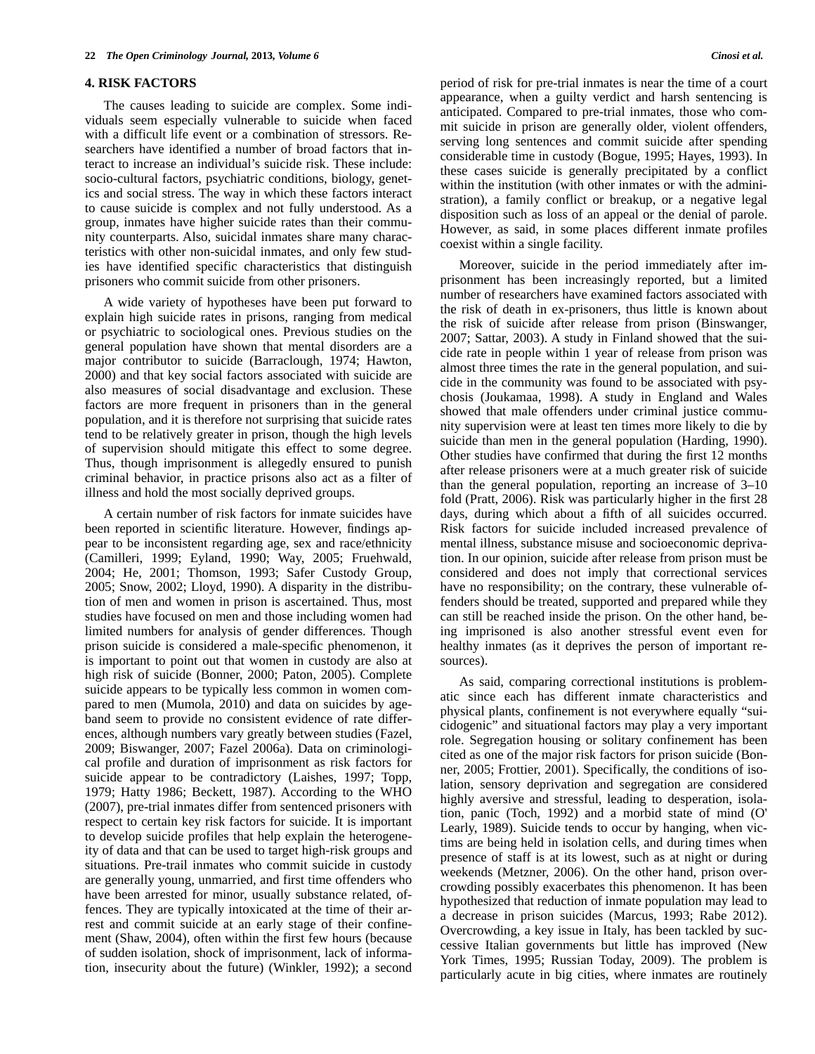## 4. RISK FACTORS

The causes leading to suicide are complex. Some individuals seem especially vulnerable to suicide when faced with a difficult life event or a combination of stressors. Researchers have identified a number of broad factors that interact to increase an individual's suicide risk. These include: socio-cultural factors, psychiatric conditions, biology, genetics and social stress. The way in which these factors interact to cause suicide is complex and not fully understood. As a group, inmates have higher suicide rates than their community counterparts. Also, suicidal inmates share many characteristics with other non-suicidal inmates, and only few studies have identified specific characteristics that distinguish prisoners who commit suicide from other prisoners.

A wide variety of hypotheses have been put forward to explain high suicide rates in prisons, ranging from medical or psychiatric to sociological ones. Previous studies on the general population have shown that mental disorders are a major contributor to suicide (Barraclough, 1974; Hawton, 2000) and that key social factors associated with suicide are also measures of social disadvantage and exclusion. These factors are more frequent in prisoners than in the general population, and it is therefore not surprising that suicide rates tend to be relatively greater in prison, though the high levels of supervision should mitigate this effect to some degree. Thus, though imprisonment is allegedly ensured to punish criminal behavior, in practice prisons also act as a filter of illness and hold the most socially deprived groups.

A certain number of risk factors for inmate suicides have been reported in scientific literature. However, findings appear to be inconsistent regarding age, sex and race/ethnicity (Camilleri, 1999; Eyland, 1990; Way, 2005; Fruehwald, 2004; He, 2001; Thomson, 1993; Safer Custody Group, 2005; Snow, 2002; Lloyd, 1990). A disparity in the distribution of men and women in prison is ascertained. Thus, most studies have focused on men and those including women had limited numbers for analysis of gender differences. Though prison suicide is considered a male-specific phenomenon, it is important to point out that women in custody are also at high risk of suicide (Bonner, 2000; Paton, 2005). Complete suicide appears to be typically less common in women compared to men (Mumola, 2010) and data on suicides by age-band seem to provide no consistent evidence of rate differences, although numbers vary greatly between studies (Fazel, 2009; Biswanger, 2007; Fazel 2006a). Data on criminological profile and duration of imprisonment as risk factors for suicide appear to be contradictory (Laishes, 1997; Topp, 1979; Hatty 1986; Beckett, 1987). According to the WHO (2007), pre-trial inmates differ from sentenced prisoners with respect to certain key risk factors for suicide. It is important to develop suicide profiles that help explain the heterogeneity of data and that can be used to target high-risk groups and situations. Pre-trail inmates who commit suicide in custody are generally young, unmarried, and first time offenders who have been arrested for minor, usually substance related, offences. They are typically intoxicated at the time of their arrest and commit suicide at an early stage of their confinement (Shaw, 2004), often within the first few hours (because of sudden isolation, shock of imprisonment, lack of information, insecurity about the future) (Winkler, 1992); a second period of risk for pre-trial inmates is near the time of a court appearance, when a guilty verdict and harsh sentencing is anticipated. Compared to pre-trial inmates, those who commit suicide in prison are generally older, violent offenders, serving long sentences and commit suicide after spending considerable time in custody (Bogue, 1995; Hayes, 1993). In these cases suicide is generally precipitated by a conflict within the institution (with other inmates or with the administration), a family conflict or breakup, or a negative legal disposition such as loss of an appeal or the denial of parole. However, as said, in some places different inmate profiles coexist within a single facility.

Moreover, suicide in the period immediately after imprisonment has been increasingly reported, but a limited number of researchers have examined factors associated with the risk of death in ex-prisoners, thus little is known about the risk of suicide after release from prison (Binswanger, 2007; Sattar, 2003). A study in Finland showed that the suicide rate in people within 1 year of release from prison was almost three times the rate in the general population, and suicide in the community was found to be associated with psychosis (Joukamaa, 1998). A study in England and Wales showed that male offenders under criminal justice community supervision were at least ten times more likely to die by suicide than men in the general population (Harding, 1990). Other studies have confirmed that during the first 12 months after release prisoners were at a much greater risk of suicide than the general population, reporting an increase of 3–10 fold (Pratt, 2006). Risk was particularly higher in the first 28 days, during which about a fifth of all suicides occurred. Risk factors for suicide included increased prevalence of mental illness, substance misuse and socioeconomic deprivation. In our opinion, suicide after release from prison must be considered and does not imply that correctional services have no responsibility; on the contrary, these vulnerable offenders should be treated, supported and prepared while they can still be reached inside the prison. On the other hand, being imprisoned is also another stressful event even for healthy inmates (as it deprives the person of important resources).

As said, comparing correctional institutions is problematic since each has different inmate characteristics and physical plants, confinement is not everywhere equally "suicidogenic" and situational factors may play a very important role. Segregation housing or solitary confinement has been cited as one of the major risk factors for prison suicide (Bonner, 2005; Frottier, 2001). Specifically, the conditions of isolation, sensory deprivation and segregation are considered highly aversive and stressful, leading to desperation, isolation, panic (Toch, 1992) and a morbid state of mind (O' Leary, 1989). Suicide tends to occur by hanging, when victims are being held in isolation cells, and during times when presence of staff is at its lowest, such as at night or during weekends (Metzner, 2006). On the other hand, prison overcrowding possibly exacerbates this phenomenon. It has been hypothesized that reduction of inmate population may lead to a decrease in prison suicides (Marcus, 1993; Rabe 2012). Overcrowding, a key issue in Italy, has been tackled by successive Italian governments but little has improved (New York Times, 1995; Russian Today, 2009). The problem is particularly acute in big cities, where inmates are routinely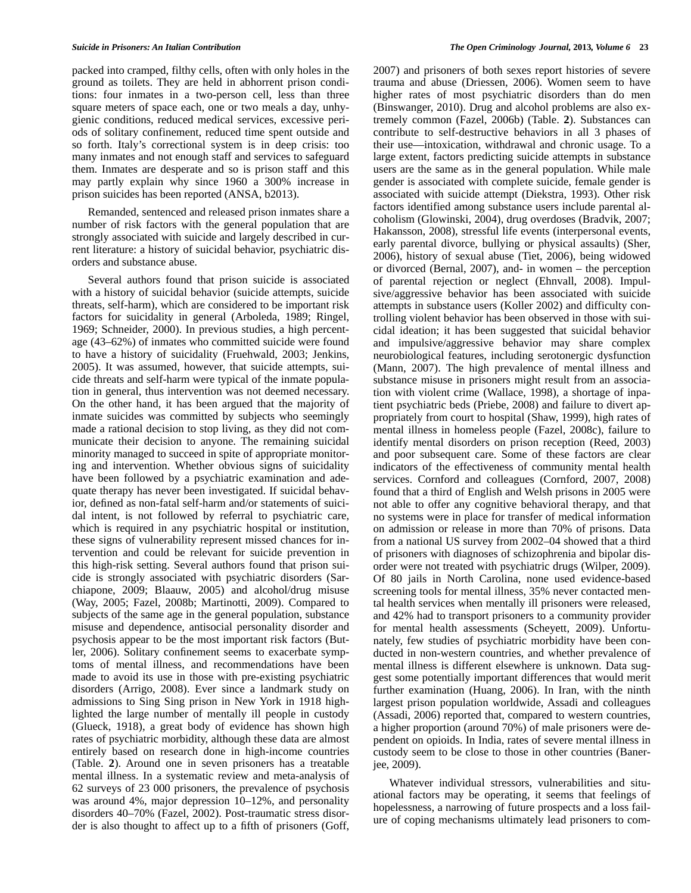packed into cramped, filthy cells, often with only holes in the ground as toilets. They are held in abhorrent prison conditions: four inmates in a two-person cell, less than three square meters of space each, one or two meals a day, unhygienic conditions, reduced medical services, excessive periods of solitary confinement, reduced time spent outside and so forth. Italy's correctional system is in deep crisis: too many inmates and not enough staff and services to safeguard them. Inmates are desperate and so is prison staff and this may partly explain why since 1960 a 300% increase in prison suicides has been reported (ANSA, b2013).

Remanded, sentenced and released prison inmates share a number of risk factors with the general population that are strongly associated with suicide and largely described in current literature: a history of suicidal behavior, psychiatric disorders and substance abuse.

Several authors found that prison suicide is associated with a history of suicidal behavior (suicide attempts, suicide threats, self-harm), which are considered to be important risk factors for suicidality in general (Arboleda, 1989; Ringel, 1969; Schneider, 2000). In previous studies, a high percentage (43–62%) of inmates who committed suicide were found to have a history of suicidality (Fruehwald, 2003; Jenkins, 2005). It was assumed, however, that suicide attempts, suicide threats and self-harm were typical of the inmate population in general, thus intervention was not deemed necessary. On the other hand, it has been argued that the majority of inmate suicides was committed by subjects who seemingly made a rational decision to stop living, as they did not communicate their decision to anyone. The remaining suicidal minority managed to succeed in spite of appropriate monitoring and intervention. Whether obvious signs of suicidality have been followed by a psychiatric examination and adequate therapy has never been investigated. If suicidal behavior, defined as non-fatal self-harm and/or statements of suicidal intent, is not followed by referral to psychiatric care, which is required in any psychiatric hospital or institution, these signs of vulnerability represent missed chances for intervention and could be relevant for suicide prevention in this high-risk setting. Several authors found that prison suicide is strongly associated with psychiatric disorders (Sarchiapone, 2009; Blaauw, 2005) and alcohol/drug misuse (Way, 2005; Fazel, 2008b; Martinotti, 2009). Compared to subjects of the same age in the general population, substance misuse and dependence, antisocial personality disorder and psychosis appear to be the most important risk factors (Butler, 2006). Solitary confinement seems to exacerbate symptoms of mental illness, and recommendations have been made to avoid its use in those with pre-existing psychiatric disorders (Arrigo, 2008). Ever since a landmark study on admissions to Sing Sing prison in New York in 1918 highlighted the large number of mentally ill people in custody (Glueck, 1918), a great body of evidence has shown high rates of psychiatric morbidity, although these data are almost entirely based on research done in high-income countries (Table. **2**). Around one in seven prisoners has a treatable mental illness. In a systematic review and meta-analysis of 62 surveys of 23 000 prisoners, the prevalence of psychosis was around 4%, major depression 10–12%, and personality disorders 40–70% (Fazel, 2002). Post-traumatic stress disorder is also thought to affect up to a fifth of prisoners (Goff, 2007) and prisoners of both sexes report histories of severe trauma and abuse (Driessen, 2006). Women seem to have higher rates of most psychiatric disorders than do men (Binswanger, 2010). Drug and alcohol problems are also extremely common (Fazel, 2006b) (Table. **2**). Substances can contribute to self-destructive behaviors in all 3 phases of their use—intoxication, withdrawal and chronic usage. To a large extent, factors predicting suicide attempts in substance users are the same as in the general population. While male gender is associated with complete suicide, female gender is associated with suicide attempt (Diekstra, 1993). Other risk factors identified among substance users include parental alcoholism (Glowinski, 2004), drug overdoses (Bradvik, 2007; Hakansson, 2008), stressful life events (interpersonal events, early parental divorce, bullying or physical assaults) (Sher, 2006), history of sexual abuse (Tiet, 2006), being widowed or divorced (Bernal, 2007), and- in women – the perception of parental rejection or neglect (Ehnvall, 2008). Impulsive/aggressive behavior has been associated with suicide attempts in substance users (Koller 2002) and difficulty controlling violent behavior has been observed in those with suicidal ideation; it has been suggested that suicidal behavior and impulsive/aggressive behavior may share complex neurobiological features, including serotonergic dysfunction (Mann, 2007). The high prevalence of mental illness and substance misuse in prisoners might result from an association with violent crime (Wallace, 1998), a shortage of inpatient psychiatric beds (Priebe, 2008) and failure to divert appropriately from court to hospital (Shaw, 1999), high rates of mental illness in homeless people (Fazel, 2008c), failure to identify mental disorders on prison reception (Reed, 2003) and poor subsequent care. Some of these factors are clear indicators of the effectiveness of community mental health services. Cornford and colleagues (Cornford, 2007, 2008) found that a third of English and Welsh prisons in 2005 were not able to offer any cognitive behavioral therapy, and that no systems were in place for transfer of medical information on admission or release in more than 70% of prisons. Data from a national US survey from 2002–04 showed that a third of prisoners with diagnoses of schizophrenia and bipolar disorder were not treated with psychiatric drugs (Wilper, 2009). Of 80 jails in North Carolina, none used evidence-based screening tools for mental illness, 35% never contacted mental health services when mentally ill prisoners were released, and 42% had to transport prisoners to a community provider for mental health assessments (Scheyett, 2009). Unfortunately, few studies of psychiatric morbidity have been conducted in non-western countries, and whether prevalence of mental illness is different elsewhere is unknown. Data suggest some potentially important differences that would merit further examination (Huang, 2006). In Iran, with the ninth largest prison population worldwide, Assadi and colleagues (Assadi, 2006) reported that, compared to western countries, a higher proportion (around 70%) of male prisoners were dependent on opioids. In India, rates of severe mental illness in custody seem to be close to those in other countries (Banerjee, 2009).

Whatever individual stressors, vulnerabilities and situational factors may be operating, it seems that feelings of hopelessness, a narrowing of future prospects and a loss failure of coping mechanisms ultimately lead prisoners to com-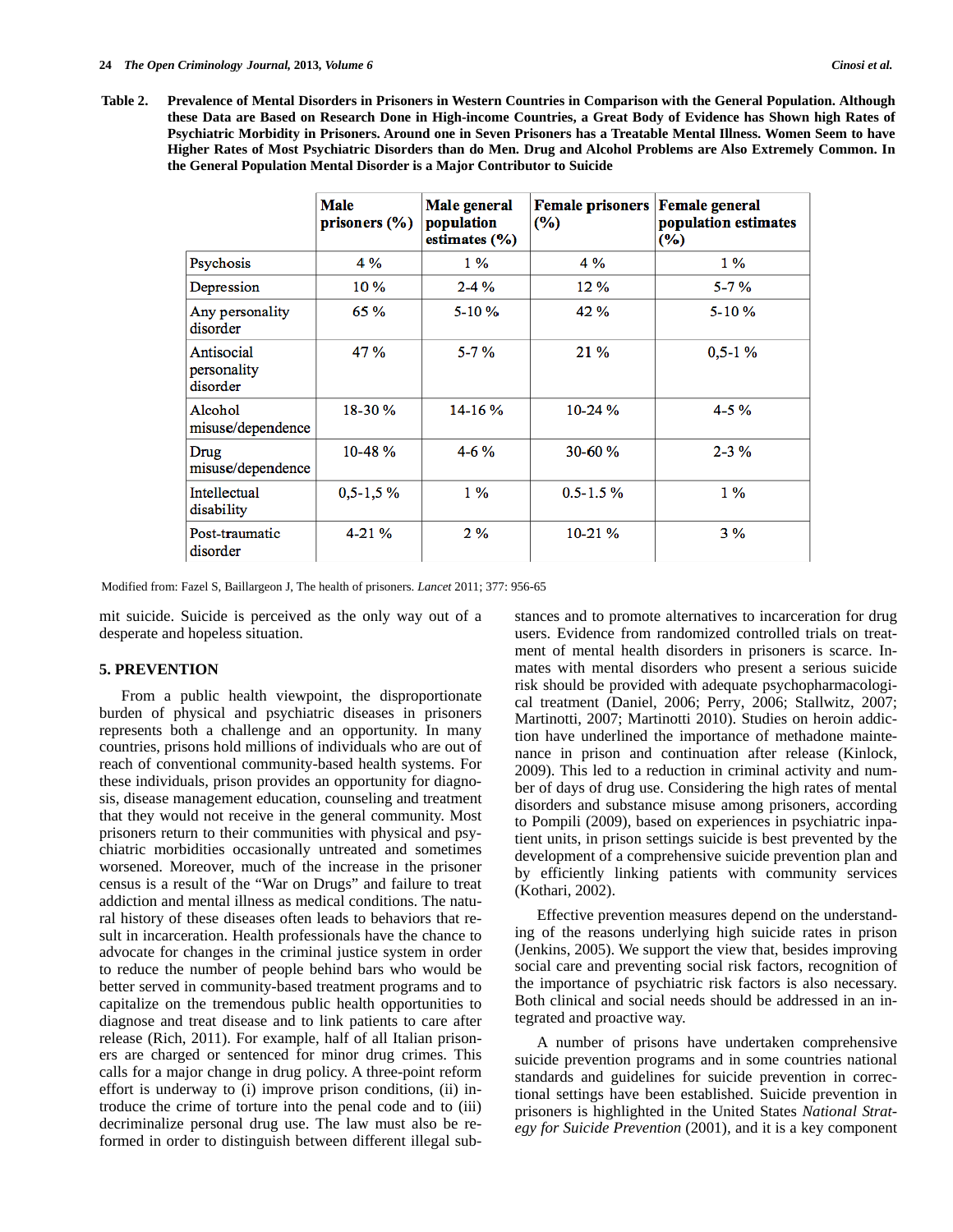**Table 2. Prevalence of Mental Disorders in Prisoners in Western Countries in Comparison with the General Population. Although these Data are Based on Research Done in High-income Countries, a Great Body of Evidence has Shown high Rates of Psychiatric Morbidity in Prisoners. Around one in Seven Prisoners has a Treatable Mental Illness. Women Seem to have Higher Rates of Most Psychiatric Disorders than do Men. Drug and Alcohol Problems are Also Extremely Common. In the General Population Mental Disorder is a Major Contributor to Suicide**

| | Male prisoners (%) | Male general population estimates (%) | Female prisoners (%) | Female general population estimates (%) |
|---|---|---|---|---|
| Psychosis | 4 % | 1 % | 4 % | 1 % |
| Depression | 10 % | 2-4 % | 12 % | 5-7 % |
| Any personality disorder | 65 % | 5-10 % | 42 % | 5-10 % |
| Antisocial personality disorder | 47 % | 5-7 % | 21 % | 0,5-1 % |
| Alcohol misuse/dependence | 18-30 % | 14-16 % | 10-24 % | 4-5 % |
| Drug misuse/dependence | 10-48 % | 4-6 % | 30-60 % | 2-3 % |
| Intellectual disability | 0,5-1,5 % | 1 % | 0.5-1.5 % | 1 % |
| Post-traumatic disorder | 4-21 % | 2 % | 10-21 % | 3 % |

Modified from: Fazel S, Baillargeon J, The health of prisoners. *Lancet* 2011; 377: 956-65

mit suicide. Suicide is perceived as the only way out of a desperate and hopeless situation.

## 5. PREVENTION

From a public health viewpoint, the disproportionate burden of physical and psychiatric diseases in prisoners represents both a challenge and an opportunity. In many countries, prisons hold millions of individuals who are out of reach of conventional community-based health systems. For these individuals, prison provides an opportunity for diagnosis, disease management education, counseling and treatment that they would not receive in the general community. Most prisoners return to their communities with physical and psychiatric morbidities occasionally untreated and sometimes worsened. Moreover, much of the increase in the prisoner census is a result of the "War on Drugs" and failure to treat addiction and mental illness as medical conditions. The natural history of these diseases often leads to behaviors that result in incarceration. Health professionals have the chance to advocate for changes in the criminal justice system in order to reduce the number of people behind bars who would be better served in community-based treatment programs and to capitalize on the tremendous public health opportunities to diagnose and treat disease and to link patients to care after release (Rich, 2011). For example, half of all Italian prisoners are charged or sentenced for minor drug crimes. This calls for a major change in drug policy. A three-point reform effort is underway to (i) improve prison conditions, (ii) introduce the crime of torture into the penal code and to (iii) decriminalize personal drug use. The law must also be reformed in order to distinguish between different illegal substances and to promote alternatives to incarceration for drug users. Evidence from randomized controlled trials on treatment of mental health disorders in prisoners is scarce. Inmates with mental disorders who present a serious suicide risk should be provided with adequate psychopharmacological treatment (Daniel, 2006; Perry, 2006; Stallwitz, 2007; Martinotti, 2007; Martinotti 2010). Studies on heroin addiction have underlined the importance of methadone maintenance in prison and continuation after release (Kinlock, 2009). This led to a reduction in criminal activity and number of days of drug use. Considering the high rates of mental disorders and substance misuse among prisoners, according to Pompili (2009), based on experiences in psychiatric inpatient units, in prison settings suicide is best prevented by the development of a comprehensive suicide prevention plan and by efficiently linking patients with community services (Kothari, 2002).

Effective prevention measures depend on the understanding of the reasons underlying high suicide rates in prison (Jenkins, 2005). We support the view that, besides improving social care and preventing social risk factors, recognition of the importance of psychiatric risk factors is also necessary. Both clinical and social needs should be addressed in an integrated and proactive way.

A number of prisons have undertaken comprehensive suicide prevention programs and in some countries national standards and guidelines for suicide prevention in correctional settings have been established. Suicide prevention in prisoners is highlighted in the United States *National Strategy for Suicide Prevention* (2001), and it is a key component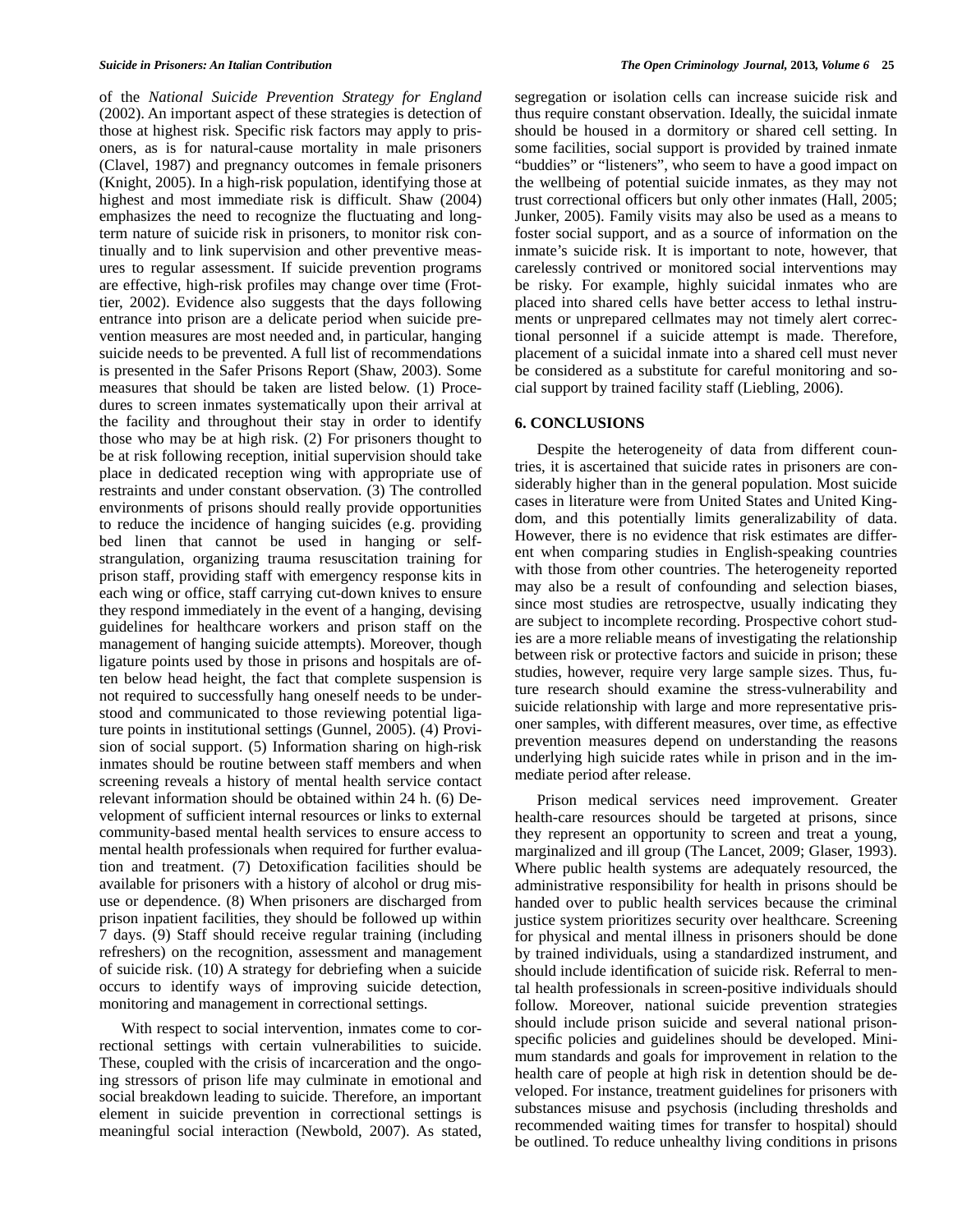of the *National Suicide Prevention Strategy for England* (2002). An important aspect of these strategies is detection of those at highest risk. Specific risk factors may apply to prisoners, as is for natural-cause mortality in male prisoners (Clavel, 1987) and pregnancy outcomes in female prisoners (Knight, 2005). In a high-risk population, identifying those at highest and most immediate risk is difficult. Shaw (2004) emphasizes the need to recognize the fluctuating and long-term nature of suicide risk in prisoners, to monitor risk continually and to link supervision and other preventive measures to regular assessment. If suicide prevention programs are effective, high-risk profiles may change over time (Frottier, 2002). Evidence also suggests that the days following entrance into prison are a delicate period when suicide prevention measures are most needed and, in particular, hanging suicide needs to be prevented. A full list of recommendations is presented in the Safer Prisons Report (Shaw, 2003). Some measures that should be taken are listed below. (1) Procedures to screen inmates systematically upon their arrival at the facility and throughout their stay in order to identify those who may be at high risk. (2) For prisoners thought to be at risk following reception, initial supervision should take place in dedicated reception wing with appropriate use of restraints and under constant observation. (3) The controlled environments of prisons should really provide opportunities to reduce the incidence of hanging suicides (e.g. providing bed linen that cannot be used in hanging or self-strangulation, organizing trauma resuscitation training for prison staff, providing staff with emergency response kits in each wing or office, staff carrying cut-down knives to ensure they respond immediately in the event of a hanging, devising guidelines for healthcare workers and prison staff on the management of hanging suicide attempts). Moreover, though ligature points used by those in prisons and hospitals are often below head height, the fact that complete suspension is not required to successfully hang oneself needs to be understood and communicated to those reviewing potential ligature points in institutional settings (Gunnel, 2005). (4) Provision of social support. (5) Information sharing on high-risk inmates should be routine between staff members and when screening reveals a history of mental health service contact relevant information should be obtained within 24 h. (6) Development of sufficient internal resources or links to external community-based mental health services to ensure access to mental health professionals when required for further evaluation and treatment. (7) Detoxification facilities should be available for prisoners with a history of alcohol or drug misuse or dependence. (8) When prisoners are discharged from prison inpatient facilities, they should be followed up within 7 days. (9) Staff should receive regular training (including refreshers) on the recognition, assessment and management of suicide risk. (10) A strategy for debriefing when a suicide occurs to identify ways of improving suicide detection, monitoring and management in correctional settings.

With respect to social intervention, inmates come to correctional settings with certain vulnerabilities to suicide. These, coupled with the crisis of incarceration and the ongoing stressors of prison life may culminate in emotional and social breakdown leading to suicide. Therefore, an important element in suicide prevention in correctional settings is meaningful social interaction (Newbold, 2007). As stated, segregation or isolation cells can increase suicide risk and thus require constant observation. Ideally, the suicidal inmate should be housed in a dormitory or shared cell setting. In some facilities, social support is provided by trained inmate "buddies" or "listeners", who seem to have a good impact on the wellbeing of potential suicide inmates, as they may not trust correctional officers but only other inmates (Hall, 2005; Junker, 2005). Family visits may also be used as a means to foster social support, and as a source of information on the inmate's suicide risk. It is important to note, however, that carelessly contrived or monitored social interventions may be risky. For example, highly suicidal inmates who are placed into shared cells have better access to lethal instruments or unprepared cellmates may not timely alert correctional personnel if a suicide attempt is made. Therefore, placement of a suicidal inmate into a shared cell must never be considered as a substitute for careful monitoring and social support by trained facility staff (Liebling, 2006).

## 6. CONCLUSIONS

Despite the heterogeneity of data from different countries, it is ascertained that suicide rates in prisoners are considerably higher than in the general population. Most suicide cases in literature were from United States and United Kingdom, and this potentially limits generalizability of data. However, there is no evidence that risk estimates are different when comparing studies in English-speaking countries with those from other countries. The heterogeneity reported may also be a result of confounding and selection biases, since most studies are retrospectve, usually indicating they are subject to incomplete recording. Prospective cohort studies are a more reliable means of investigating the relationship between risk or protective factors and suicide in prison; these studies, however, require very large sample sizes. Thus, future research should examine the stress-vulnerability and suicide relationship with large and more representative prisoner samples, with different measures, over time, as effective prevention measures depend on understanding the reasons underlying high suicide rates while in prison and in the immediate period after release.

Prison medical services need improvement. Greater health-care resources should be targeted at prisons, since they represent an opportunity to screen and treat a young, marginalized and ill group (The Lancet, 2009; Glaser, 1993). Where public health systems are adequately resourced, the administrative responsibility for health in prisons should be handed over to public health services because the criminal justice system prioritizes security over healthcare. Screening for physical and mental illness in prisoners should be done by trained individuals, using a standardized instrument, and should include identification of suicide risk. Referral to mental health professionals in screen-positive individuals should follow. Moreover, national suicide prevention strategies should include prison suicide and several national prison-specific policies and guidelines should be developed. Minimum standards and goals for improvement in relation to the health care of people at high risk in detention should be developed. For instance, treatment guidelines for prisoners with substances misuse and psychosis (including thresholds and recommended waiting times for transfer to hospital) should be outlined. To reduce unhealthy living conditions in prisons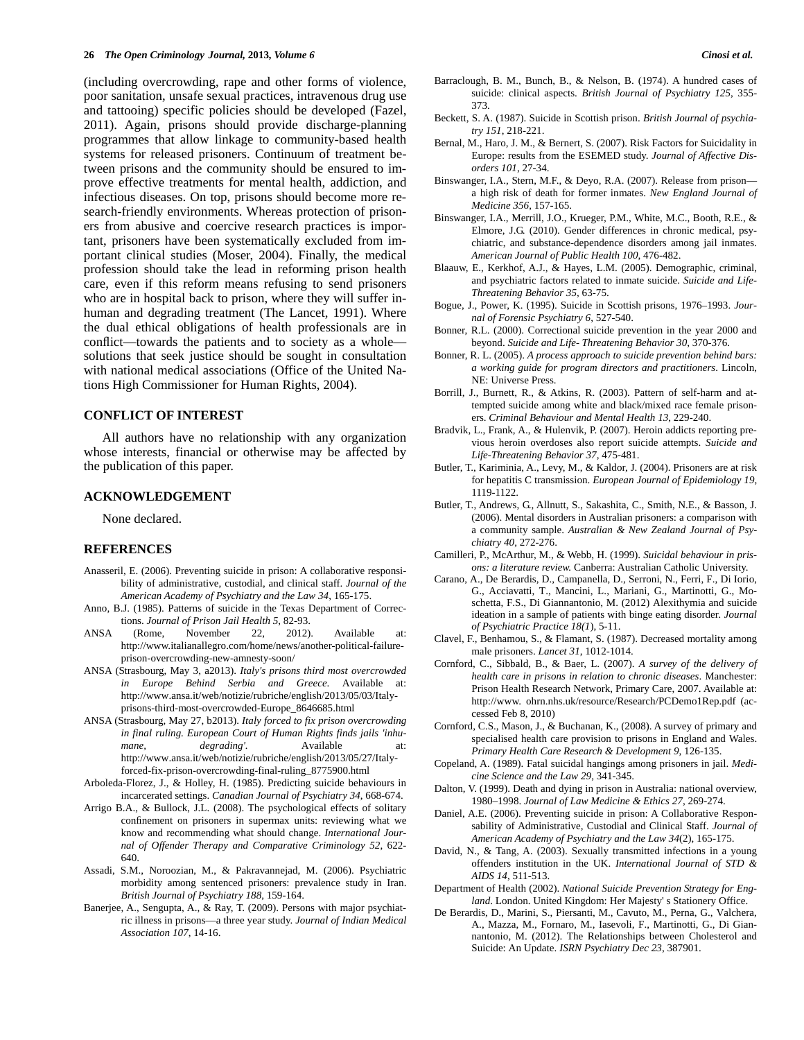(including overcrowding, rape and other forms of violence, poor sanitation, unsafe sexual practices, intravenous drug use and tattooing) specific policies should be developed (Fazel, 2011). Again, prisons should provide discharge-planning programmes that allow linkage to community-based health systems for released prisoners. Continuum of treatment between prisons and the community should be ensured to improve effective treatments for mental health, addiction, and infectious diseases. On top, prisons should become more research-friendly environments. Whereas protection of prisoners from abusive and coercive research practices is important, prisoners have been systematically excluded from important clinical studies (Moser, 2004). Finally, the medical profession should take the lead in reforming prison health care, even if this reform means refusing to send prisoners who are in hospital back to prison, where they will suffer inhuman and degrading treatment (The Lancet, 1991). Where the dual ethical obligations of health professionals are in conflict—towards the patients and to society as a whole—solutions that seek justice should be sought in consultation with national medical associations (Office of the United Nations High Commissioner for Human Rights, 2004).

## CONFLICT OF INTEREST

All authors have no relationship with any organization whose interests, financial or otherwise may be affected by the publication of this paper.

## ACKNOWLEDGEMENT

None declared.

## REFERENCES

Anasseril, E. (2006). Preventing suicide in prison: A collaborative responsibility of administrative, custodial, and clinical staff. *Journal of the American Academy of Psychiatry and the Law 34*, 165-175.

Anno, B.J. (1985). Patterns of suicide in the Texas Department of Corrections. *Journal of Prison Jail Health 5*, 82-93.

ANSA (Rome, November 22, 2012). Available at: http://www.italianallegro.com/home/news/another-political-failure-prison-overcrowding-new-amnesty-soon/

ANSA (Strasbourg, May 3, a2013). *Italy's prisons third most overcrowded in Europe Behind Serbia and Greece.* Available at: http://www.ansa.it/web/notizie/rubriche/english/2013/05/03/Italy-prisons-third-most-overcrowded-Europe_8646685.html

ANSA (Strasbourg, May 27, b2013). *Italy forced to fix prison overcrowding in final ruling. European Court of Human Rights finds jails 'inhumane, degrading'.* Available at: http://www.ansa.it/web/notizie/rubriche/english/2013/05/27/Italy-forced-fix-prison-overcrowding-final-ruling_8775900.html

Arboleda-Florez, J., & Holley, H. (1985). Predicting suicide behaviours in incarcerated settings. *Canadian Journal of Psychiatry 34*, 668-674.

Arrigo B.A., & Bullock, J.L. (2008). The psychological effects of solitary confinement on prisoners in supermax units: reviewing what we know and recommending what should change. *International Journal of Offender Therapy and Comparative Criminology 52*, 622-640.

Assadi, S.M., Noroozian, M., & Pakravannejad, M. (2006). Psychiatric morbidity among sentenced prisoners: prevalence study in Iran. *British Journal of Psychiatry 188*, 159-164.

Banerjee, A., Sengupta, A., & Ray, T. (2009). Persons with major psychiatric illness in prisons—a three year study. *Journal of Indian Medical Association 107*, 14-16.

Barraclough, B. M., Bunch, B., & Nelson, B. (1974). A hundred cases of suicide: clinical aspects. *British Journal of Psychiatry 125*, 355-373.

Beckett, S. A. (1987). Suicide in Scottish prison. *British Journal of psychiatry 151*, 218-221.

Bernal, M., Haro, J. M., & Bernert, S. (2007). Risk Factors for Suicidality in Europe: results from the ESEMED study. *Journal of Affective Disorders 101*, 27-34.

Binswanger, I.A., Stern, M.F., & Deyo, R.A. (2007). Release from prison—a high risk of death for former inmates. *New England Journal of Medicine 356*, 157-165.

Binswanger, I.A., Merrill, J.O., Krueger, P.M., White, M.C., Booth, R.E., & Elmore, J.G. (2010). Gender differences in chronic medical, psychiatric, and substance-dependence disorders among jail inmates. *American Journal of Public Health 100*, 476-482.

Blaauw, E., Kerkhof, A.J., & Hayes, L.M. (2005). Demographic, criminal, and psychiatric factors related to inmate suicide. *Suicide and Life-Threatening Behavior 35*, 63-75.

Bogue, J., Power, K. (1995). Suicide in Scottish prisons, 1976–1993. *Journal of Forensic Psychiatry 6*, 527-540.

Bonner, R.L. (2000). Correctional suicide prevention in the year 2000 and beyond. *Suicide and Life- Threatening Behavior 30*, 370-376.

Bonner, R. L. (2005). *A process approach to suicide prevention behind bars: a working guide for program directors and practitioners*. Lincoln, NE: Universe Press.

Borrill, J., Burnett, R., & Atkins, R. (2003). Pattern of self-harm and attempted suicide among white and black/mixed race female prisoners. *Criminal Behaviour and Mental Health 13*, 229-240.

Bradvik, L., Frank, A., & Hulenvik, P. (2007). Heroin addicts reporting previous heroin overdoses also report suicide attempts. *Suicide and Life-Threatening Behavior 37*, 475-481.

Butler, T., Kariminia, A., Levy, M., & Kaldor, J. (2004). Prisoners are at risk for hepatitis C transmission. *European Journal of Epidemiology 19*, 1119-1122.

Butler, T., Andrews, G., Allnutt, S., Sakashita, C., Smith, N.E., & Basson, J. (2006). Mental disorders in Australian prisoners: a comparison with a community sample. *Australian & New Zealand Journal of Psychiatry 40*, 272-276.

Camilleri, P., McArthur, M., & Webb, H. (1999). *Suicidal behaviour in prisons: a literature review.* Canberra: Australian Catholic University.

Carano, A., De Berardis, D., Campanella, D., Serroni, N., Ferri, F., Di Iorio, G., Acciavatti, T., Mancini, L., Mariani, G., Martinotti, G., Moschetta, F.S., Di Giannantonio, M. (2012) Alexithymia and suicide ideation in a sample of patients with binge eating disorder. *Journal of Psychiatric Practice 18(1*), 5-11.

Clavel, F., Benhamou, S., & Flamant, S. (1987). Decreased mortality among male prisoners. *Lancet 31*, 1012-1014.

Cornford, C., Sibbald, B., & Baer, L. (2007). *A survey of the delivery of health care in prisons in relation to chronic diseases*. Manchester: Prison Health Research Network, Primary Care, 2007. Available at: http://www. ohrn.nhs.uk/resource/Research/PCDemo1Rep.pdf (accessed Feb 8, 2010)

Cornford, C.S., Mason, J., & Buchanan, K., (2008). A survey of primary and specialised health care provision to prisons in England and Wales. *Primary Health Care Research & Development 9*, 126-135.

Copeland, A. (1989). Fatal suicidal hangings among prisoners in jail. *Medicine Science and the Law 29*, 341-345.

Dalton, V. (1999). Death and dying in prison in Australia: national overview, 1980–1998. *Journal of Law Medicine & Ethics 27*, 269-274.

Daniel, A.E. (2006). Preventing suicide in prison: A Collaborative Responsability of Administrative, Custodial and Clinical Staff. *Journal of American Academy of Psychiatry and the Law 34*(2), 165-175.

David, N., & Tang, A. (2003). Sexually transmitted infections in a young offenders institution in the UK. *International Journal of STD & AIDS 14*, 511-513.

Department of Health (2002). *National Suicide Prevention Strategy for England*. London. United Kingdom: Her Majesty' s Stationery Office.

De Berardis, D., Marini, S., Piersanti, M., Cavuto, M., Perna, G., Valchera, A., Mazza, M., Fornaro, M., Iasevoli, F., Martinotti, G., Di Giannantonio, M. (2012). The Relationships between Cholesterol and Suicide: An Update. *ISRN Psychiatry Dec 23*, 387901.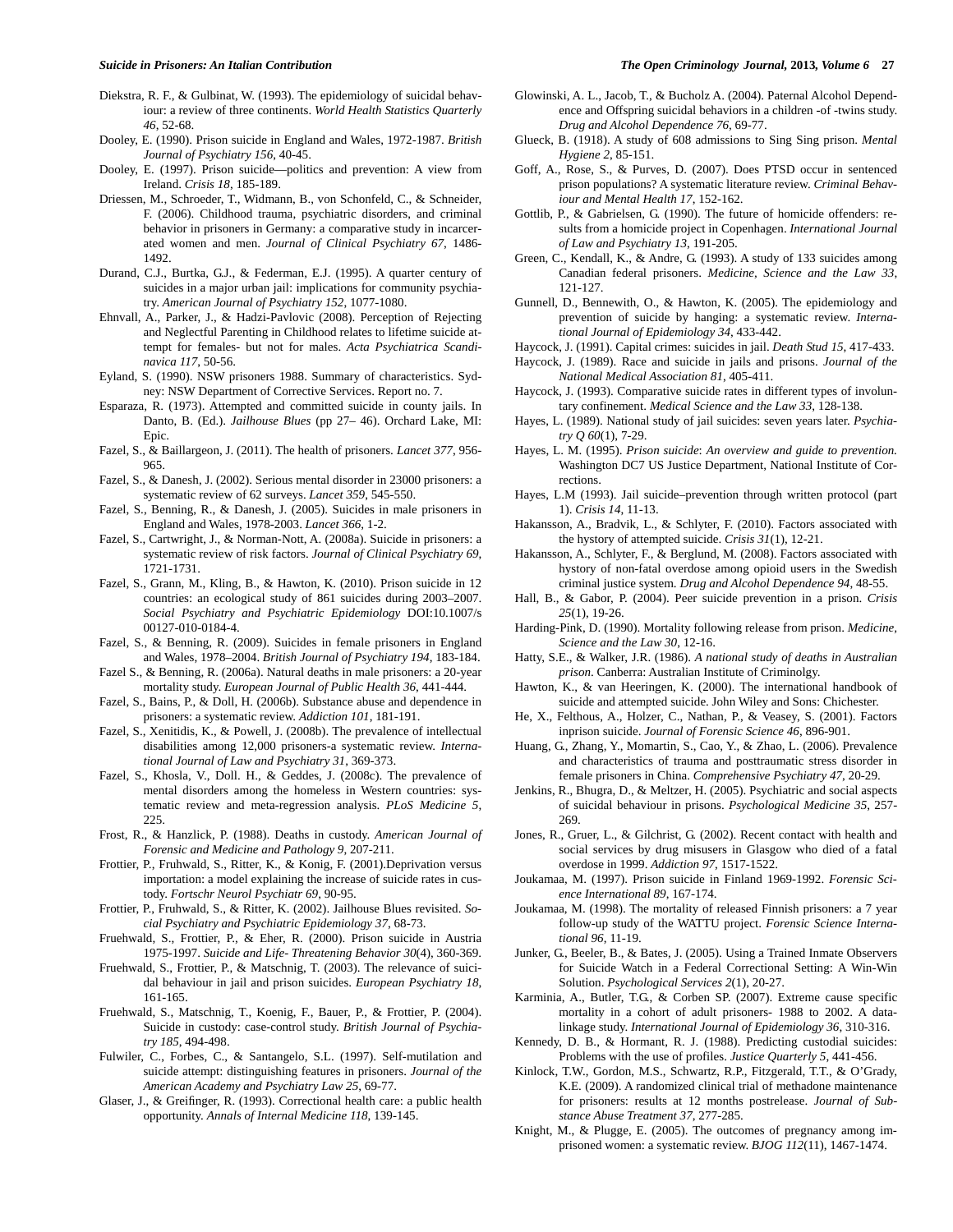Diekstra, R. F., & Gulbinat, W. (1993). The epidemiology of suicidal behaviour: a review of three continents. *World Health Statistics Quarterly 46*, 52-68.

Dooley, E. (1990). Prison suicide in England and Wales, 1972-1987. *British Journal of Psychiatry 156*, 40-45.

Dooley, E. (1997). Prison suicide—politics and prevention: A view from Ireland. *Crisis 18*, 185-189.

Driessen, M., Schroeder, T., Widmann, B., von Schonfeld, C., & Schneider, F. (2006). Childhood trauma, psychiatric disorders, and criminal behavior in prisoners in Germany: a comparative study in incarcerated women and men. *Journal of Clinical Psychiatry 67*, 1486-1492.

Durand, C.J., Burtka, G.J., & Federman, E.J. (1995). A quarter century of suicides in a major urban jail: implications for community psychiatry. *American Journal of Psychiatry 152*, 1077-1080.

Ehnvall, A., Parker, J., & Hadzi-Pavlovic (2008). Perception of Rejecting and Neglectful Parenting in Childhood relates to lifetime suicide attempt for females- but not for males. *Acta Psychiatrica Scandinavica 117*, 50-56.

Eyland, S. (1990). NSW prisoners 1988. Summary of characteristics. Sydney: NSW Department of Corrective Services. Report no. 7.

Esparaza, R. (1973). Attempted and committed suicide in county jails. In Danto, B. (Ed.). *Jailhouse Blues* (pp 27– 46). Orchard Lake, MI: Epic.

Fazel, S., & Baillargeon, J. (2011). The health of prisoners. *Lancet 377*, 956-965.

Fazel, S., & Danesh, J. (2002). Serious mental disorder in 23000 prisoners: a systematic review of 62 surveys. *Lancet 359*, 545-550.

Fazel, S., Benning, R., & Danesh, J. (2005). Suicides in male prisoners in England and Wales, 1978-2003. *Lancet 366*, 1-2.

Fazel, S., Cartwright, J., & Norman-Nott, A. (2008a). Suicide in prisoners: a systematic review of risk factors. *Journal of Clinical Psychiatry 69*, 1721-1731.

Fazel, S., Grann, M., Kling, B., & Hawton, K. (2010). Prison suicide in 12 countries: an ecological study of 861 suicides during 2003–2007. *Social Psychiatry and Psychiatric Epidemiology* DOI:10.1007/s 00127-010-0184-4.

Fazel, S., & Benning, R. (2009). Suicides in female prisoners in England and Wales, 1978–2004. *British Journal of Psychiatry 194*, 183-184.

Fazel S., & Benning, R. (2006a). Natural deaths in male prisoners: a 20-year mortality study. *European Journal of Public Health 36*, 441-444.

Fazel, S., Bains, P., & Doll, H. (2006b). Substance abuse and dependence in prisoners: a systematic review. *Addiction 101*, 181-191.

Fazel, S., Xenitidis, K., & Powell, J. (2008b). The prevalence of intellectual disabilities among 12,000 prisoners-a systematic review. *International Journal of Law and Psychiatry 31*, 369-373.

Fazel, S., Khosla, V., Doll. H., & Geddes, J. (2008c). The prevalence of mental disorders among the homeless in Western countries: systematic review and meta-regression analysis. *PLoS Medicine 5*, 225.

Frost, R., & Hanzlick, P. (1988). Deaths in custody. *American Journal of Forensic and Medicine and Pathology 9*, 207-211.

Frottier, P., Fruhwald, S., Ritter, K., & Konig, F. (2001).Deprivation versus importation: a model explaining the increase of suicide rates in custody. *Fortschr Neurol Psychiatr 69*, 90-95.

Frottier, P., Fruhwald, S., & Ritter, K. (2002). Jailhouse Blues revisited. *Social Psychiatry and Psychiatric Epidemiology 37*, 68-73.

Fruehwald, S., Frottier, P., & Eher, R. (2000). Prison suicide in Austria 1975-1997. *Suicide and Life- Threatening Behavior 30*(4), 360-369.

Fruehwald, S., Frottier, P., & Matschnig, T. (2003). The relevance of suicidal behaviour in jail and prison suicides. *European Psychiatry 18*, 161-165.

Fruehwald, S., Matschnig, T., Koenig, F., Bauer, P., & Frottier, P. (2004). Suicide in custody: case-control study. *British Journal of Psychiatry 185*, 494-498.

Fulwiler, C., Forbes, C., & Santangelo, S.L. (1997). Self-mutilation and suicide attempt: distinguishing features in prisoners. *Journal of the American Academy and Psychiatry Law 25*, 69-77.

Glaser, J., & Greifinger, R. (1993). Correctional health care: a public health opportunity. *Annals of Internal Medicine 118*, 139-145.

Glowinski, A. L., Jacob, T., & Bucholz A. (2004). Paternal Alcohol Dependence and Offspring suicidal behaviors in a children -of -twins study. *Drug and Alcohol Dependence 76*, 69-77.

Glueck, B. (1918). A study of 608 admissions to Sing Sing prison. *Mental Hygiene 2*, 85-151.

Goff, A., Rose, S., & Purves, D. (2007). Does PTSD occur in sentenced prison populations? A systematic literature review. *Criminal Behaviour and Mental Health 17*, 152-162.

Gottlib, P., & Gabrielsen, G. (1990). The future of homicide offenders: results from a homicide project in Copenhagen. *International Journal of Law and Psychiatry 13*, 191-205.

Green, C., Kendall, K., & Andre, G. (1993). A study of 133 suicides among Canadian federal prisoners. *Medicine, Science and the Law 33*, 121-127.

Gunnell, D., Bennewith, O., & Hawton, K. (2005). The epidemiology and prevention of suicide by hanging: a systematic review. *International Journal of Epidemiology 34*, 433-442.

Haycock, J. (1991). Capital crimes: suicides in jail. *Death Stud 15*, 417-433.

Haycock, J. (1989). Race and suicide in jails and prisons. *Journal of the National Medical Association 81*, 405-411.

Haycock, J. (1993). Comparative suicide rates in different types of involuntary confinement. *Medical Science and the Law 33*, 128-138.

Hayes, L. (1989). National study of jail suicides: seven years later. *Psychiatry Q 60*(1), 7-29.

Hayes, L. M. (1995). *Prison suicide*: *An overview and guide to prevention.* Washington DC7 US Justice Department, National Institute of Corrections.

Hayes, L.M (1993). Jail suicide–prevention through written protocol (part 1). *Crisis 14*, 11-13.

Hakansson, A., Bradvik, L., & Schlyter, F. (2010). Factors associated with the hystory of attempted suicide. *Crisis 31*(1), 12-21.

Hakansson, A., Schlyter, F., & Berglund, M. (2008). Factors associated with hystory of non-fatal overdose among opioid users in the Swedish criminal justice system. *Drug and Alcohol Dependence 94*, 48-55.

Hall, B., & Gabor, P. (2004). Peer suicide prevention in a prison. *Crisis 25*(1), 19-26.

Harding-Pink, D. (1990). Mortality following release from prison. *Medicine, Science and the Law 30*, 12-16.

Hatty, S.E., & Walker, J.R. (1986). *A national study of deaths in Australian prison*. Canberra: Australian Institute of Criminolgy.

Hawton, K., & van Heeringen, K. (2000). The international handbook of suicide and attempted suicide. John Wiley and Sons: Chichester.

He, X., Felthous, A., Holzer, C., Nathan, P., & Veasey, S. (2001). Factors inprison suicide. *Journal of Forensic Science 46*, 896-901.

Huang, G., Zhang, Y., Momartin, S., Cao, Y., & Zhao, L. (2006). Prevalence and characteristics of trauma and posttraumatic stress disorder in female prisoners in China. *Comprehensive Psychiatry 47*, 20-29.

Jenkins, R., Bhugra, D., & Meltzer, H. (2005). Psychiatric and social aspects of suicidal behaviour in prisons. *Psychological Medicine 35*, 257-269.

Jones, R., Gruer, L., & Gilchrist, G. (2002). Recent contact with health and social services by drug misusers in Glasgow who died of a fatal overdose in 1999. *Addiction 97*, 1517-1522.

Joukamaa, M. (1997). Prison suicide in Finland 1969-1992. *Forensic Science International 89*, 167-174.

Joukamaa, M. (1998). The mortality of released Finnish prisoners: a 7 year follow-up study of the WATTU project. *Forensic Science International 96*, 11-19.

Junker, G., Beeler, B., & Bates, J. (2005). Using a Trained Inmate Observers for Suicide Watch in a Federal Correctional Setting: A Win-Win Solution. *Psychological Services 2*(1), 20-27.

Karminia, A., Butler, T.G., & Corben SP. (2007). Extreme cause specific mortality in a cohort of adult prisoners- 1988 to 2002. A data-linkage study. *International Journal of Epidemiology 36*, 310-316.

Kennedy, D. B., & Hormant, R. J. (1988). Predicting custodial suicides: Problems with the use of profiles. *Justice Quarterly 5*, 441-456.

Kinlock, T.W., Gordon, M.S., Schwartz, R.P., Fitzgerald, T.T., & O'Grady, K.E. (2009). A randomized clinical trial of methadone maintenance for prisoners: results at 12 months postrelease. *Journal of Substance Abuse Treatment 37*, 277-285.

Knight, M., & Plugge, E. (2005). The outcomes of pregnancy among imprisoned women: a systematic review. *BJOG 112*(11), 1467-1474.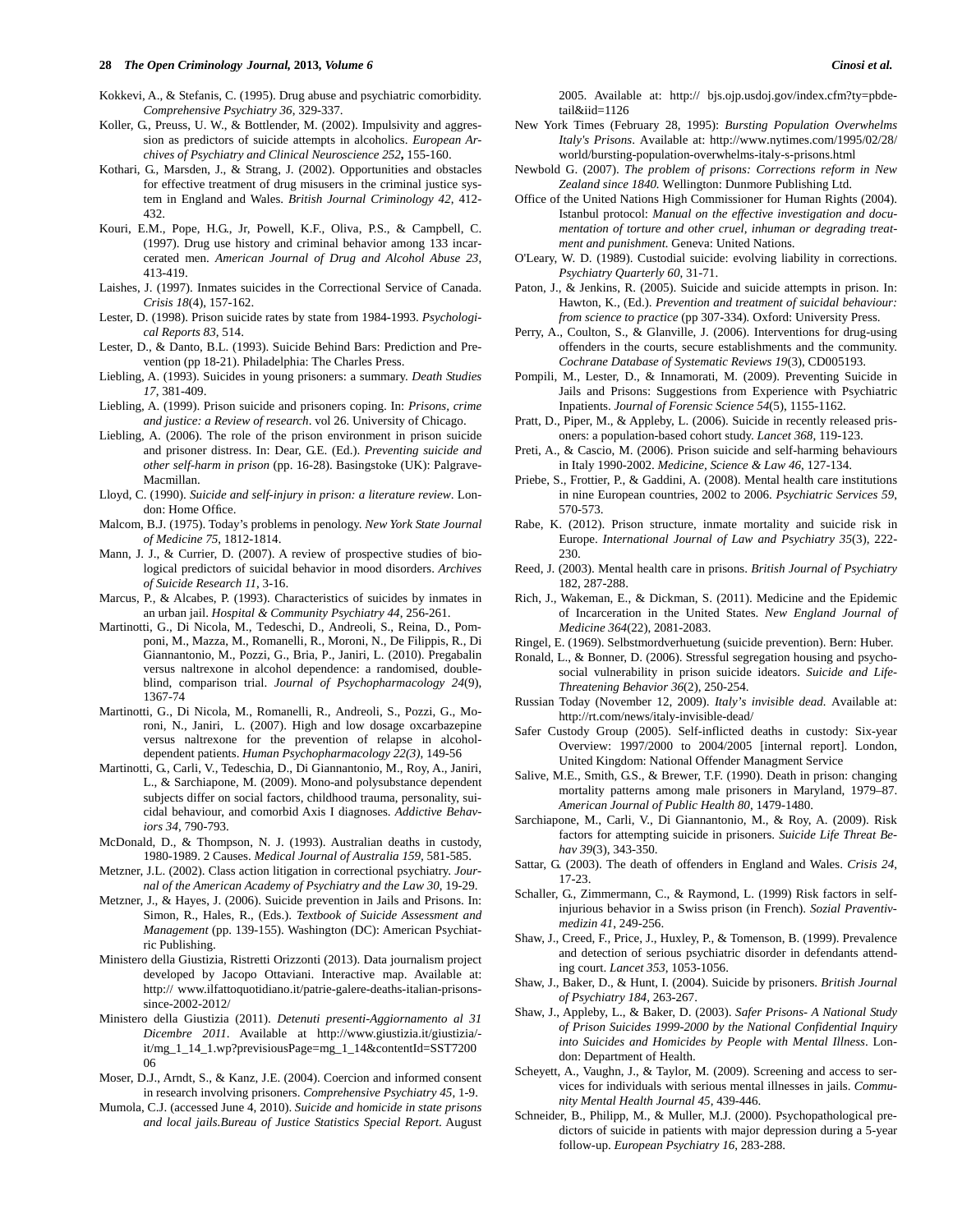Kokkevi, A., & Stefanis, C. (1995). Drug abuse and psychiatric comorbidity. *Comprehensive Psychiatry 36*, 329-337.

Koller, G., Preuss, U. W., & Bottlender, M. (2002). Impulsivity and aggression as predictors of suicide attempts in alcoholics. *European Archives of Psychiatry and Clinical Neuroscience 252***,** 155-160.

Kothari, G., Marsden, J., & Strang, J. (2002). Opportunities and obstacles for effective treatment of drug misusers in the criminal justice system in England and Wales. *British Journal Criminology 42*, 412-432.

Kouri, E.M., Pope, H.G., Jr, Powell, K.F., Oliva, P.S., & Campbell, C. (1997). Drug use history and criminal behavior among 133 incarcerated men. *American Journal of Drug and Alcohol Abuse 23*, 413-419.

Laishes, J. (1997). Inmates suicides in the Correctional Service of Canada. *Crisis 18*(4), 157-162.

Lester, D. (1998). Prison suicide rates by state from 1984-1993. *Psychological Reports 83*, 514.

Lester, D., & Danto, B.L. (1993). Suicide Behind Bars: Prediction and Prevention (pp 18-21). Philadelphia: The Charles Press.

Liebling, A. (1993). Suicides in young prisoners: a summary. *Death Studies 17*, 381-409.

Liebling, A. (1999). Prison suicide and prisoners coping. In: *Prisons, crime and justice: a Review of research*. vol 26. University of Chicago.

Liebling, A. (2006). The role of the prison environment in prison suicide and prisoner distress. In: Dear, G.E. (Ed.). *Preventing suicide and other self-harm in prison* (pp. 16-28). Basingstoke (UK): Palgrave-Macmillan.

Lloyd, C. (1990). *Suicide and self-injury in prison: a literature review*. London: Home Office.

Malcom, B.J. (1975). Today's problems in penology. *New York State Journal of Medicine 75*, 1812-1814.

Mann, J. J., & Currier, D. (2007). A review of prospective studies of biological predictors of suicidal behavior in mood disorders. *Archives of Suicide Research 11*, 3-16.

Marcus, P., & Alcabes, P. (1993). Characteristics of suicides by inmates in an urban jail. *Hospital & Community Psychiatry 44*, 256-261.

Martinotti, G., Di Nicola, M., Tedeschi, D., Andreoli, S., Reina, D., Pomponi, M., Mazza, M., Romanelli, R., Moroni, N., De Filippis, R., Di Giannantonio, M., Pozzi, G., Bria, P., Janiri, L. (2010). Pregabalin versus naltrexone in alcohol dependence: a randomised, double-blind, comparison trial. *Journal of Psychopharmacology 24*(9), 1367-74

Martinotti, G., Di Nicola, M., Romanelli, R., Andreoli, S., Pozzi, G., Moroni, N., Janiri, L. (2007). High and low dosage oxcarbazepine versus naltrexone for the prevention of relapse in alcohol-dependent patients. *Human Psychopharmacology 22(3)*, 149-56

Martinotti, G., Carli, V., Tedeschi, D., Di Giannantonio, M., Roy, A., Janiri, L., & Sarchiapone, M. (2009). Mono-and polysubstance dependent subjects differ on social factors, childhood trauma, personality, suicidal behaviour, and comorbid Axis I diagnoses. *Addictive Behaviors 34*, 790-793.

McDonald, D., & Thompson, N. J. (1993). Australian deaths in custody, 1980-1989. 2 Causes. *Medical Journal of Australia 159*, 581-585.

Metzner, J.L. (2002). Class action litigation in correctional psychiatry. *Journal of the American Academy of Psychiatry and the Law 30*, 19-29.

Metzner, J., & Hayes, J. (2006). Suicide prevention in Jails and Prisons. In: Simon, R., Hales, R., (Eds.). *Textbook of Suicide Assessment and Management* (pp. 139-155). Washington (DC): American Psychiatric Publishing.

Ministero della Giustizia, Ristretti Orizzonti (2013). Data journalism project developed by Jacopo Ottaviani. Interactive map. Available at: http:// www.ilfattoquotidiano.it/patrie-galere-deaths-italian-prisons-since-2002-2012/

Ministero della Giustizia (2011). *Detenuti presenti-Aggiornamento al 31 Dicembre 2011*. Available at http://www.giustizia.it/giustizia/-it/mg_1_14_1.wp?previsiousPage=mg_1_14&contentId=SST720006

Moser, D.J., Arndt, S., & Kanz, J.E. (2004). Coercion and informed consent in research involving prisoners. *Comprehensive Psychiatry 45*, 1-9.

Mumola, C.J. (accessed June 4, 2010). *Suicide and homicide in state prisons and local jails.Bureau of Justice Statistics Special Report*. August 2005. Available at: http:// bjs.ojp.usdoj.gov/index.cfm?ty=pbdetail&iid=1126

New York Times (February 28, 1995): *Bursting Population Overwhelms Italy's Prisons*. Available at: http://www.nytimes.com/1995/02/28/world/bursting-population-overwhelms-italy-s-prisons.html

Newbold G. (2007). *The problem of prisons: Corrections reform in New Zealand since 1840.* Wellington: Dunmore Publishing Ltd.

Office of the United Nations High Commissioner for Human Rights (2004). Istanbul protocol: *Manual on the effective investigation and documentation of torture and other cruel, inhuman or degrading treatment and punishment.* Geneva: United Nations.

O'Leary, W. D. (1989). Custodial suicide: evolving liability in corrections. *Psychiatry Quarterly 60*, 31-71.

Paton, J., & Jenkins, R. (2005). Suicide and suicide attempts in prison. In: Hawton, K., (Ed.). *Prevention and treatment of suicidal behaviour: from science to practice* (pp 307-334). Oxford: University Press.

Perry, A., Coulton, S., & Glanville, J. (2006). Interventions for drug-using offenders in the courts, secure establishments and the community. *Cochrane Database of Systematic Reviews 19*(3), CD005193.

Pompili, M., Lester, D., & Innamorati, M. (2009). Preventing Suicide in Jails and Prisons: Suggestions from Experience with Psychiatric Inpatients. *Journal of Forensic Science 54*(5), 1155-1162.

Pratt, D., Piper, M., & Appleby, L. (2006). Suicide in recently released prisoners: a population-based cohort study. *Lancet 368*, 119-123.

Preti, A., & Cascio, M. (2006). Prison suicide and self-harming behaviours in Italy 1990-2002. *Medicine, Science & Law 46*, 127-134.

Priebe, S., Frottier, P., & Gaddini, A. (2008). Mental health care institutions in nine European countries, 2002 to 2006. *Psychiatric Services 59*, 570-573.

Rabe, K. (2012). Prison structure, inmate mortality and suicide risk in Europe. *International Journal of Law and Psychiatry 35*(3), 222-230.

Reed, J. (2003). Mental health care in prisons. *British Journal of Psychiatry* 182, 287-288.

Rich, J., Wakeman, E., & Dickman, S. (2011). Medicine and the Epidemic of Incarceration in the United States. *New England Journal of Medicine 364*(22), 2081-2083.

Ringel, E. (1969). Selbstmordverhuetung (suicide prevention). Bern: Huber.

Ronald, L., & Bonner, D. (2006). Stressful segregation housing and psychosocial vulnerability in prison suicide ideators. *Suicide and Life-Threatening Behavior 36*(2), 250-254.

Russian Today (November 12, 2009). *Italy's invisible dead*. Available at: http://rt.com/news/italy-invisible-dead/

Safer Custody Group (2005). Self-inflicted deaths in custody: Six-year Overview: 1997/2000 to 2004/2005 [internal report]. London, United Kingdom: National Offender Managment Service

Salive, M.E., Smith, G.S., & Brewer, T.F. (1990). Death in prison: changing mortality patterns among male prisoners in Maryland, 1979–87. *American Journal of Public Health 80*, 1479-1480.

Sarchiapone, M., Carli, V., Di Giannantonio, M., & Roy, A. (2009). Risk factors for attempting suicide in prisoners. *Suicide Life Threat Behav 39*(3), 343-350.

Sattar, G. (2003). The death of offenders in England and Wales. *Crisis 24*, 17-23.

Schaller, G., Zimmermann, C., & Raymond, L. (1999) Risk factors in self-injurious behavior in a Swiss prison (in French). *Sozial Praventivmedizin 41*, 249-256.

Shaw, J., Creed, F., Price, J., Huxley, P., & Tomenson, B. (1999). Prevalence and detection of serious psychiatric disorder in defendants attending court. *Lancet 353*, 1053-1056.

Shaw, J., Baker, D., & Hunt, I. (2004). Suicide by prisoners. *British Journal of Psychiatry 184*, 263-267.

Shaw, J., Appleby, L., & Baker, D. (2003). *Safer Prisons- A National Study of Prison Suicides 1999-2000 by the National Confidential Inquiry into Suicides and Homicides by People with Mental Illness*. London: Department of Health.

Scheyett, A., Vaughn, J., & Taylor, M. (2009). Screening and access to services for individuals with serious mental illnesses in jails. *Community Mental Health Journal 45*, 439-446.

Schneider, B., Philipp, M., & Muller, M.J. (2000). Psychopathological predictors of suicide in patients with major depression during a 5-year follow-up. *European Psychiatry 16*, 283-288.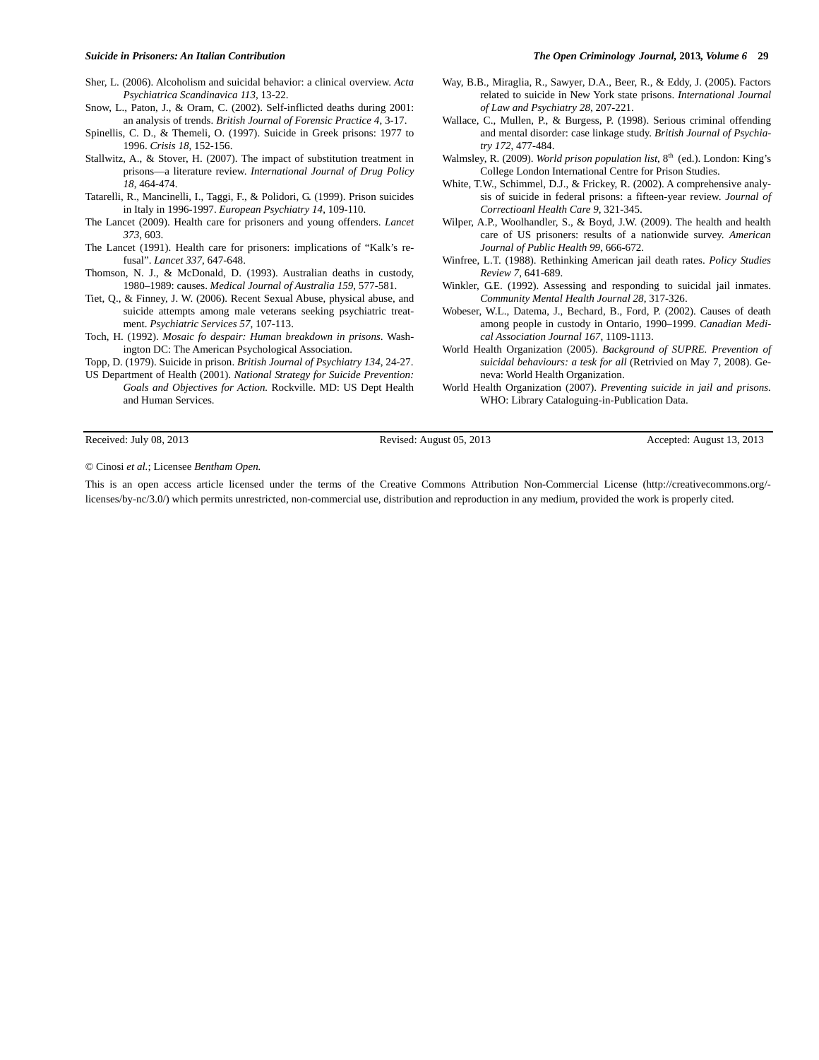Sher, L. (2006). Alcoholism and suicidal behavior: a clinical overview. *Acta Psychiatrica Scandinavica 113*, 13-22.

Snow, L., Paton, J., & Oram, C. (2002). Self-inflicted deaths during 2001: an analysis of trends. *British Journal of Forensic Practice 4*, 3-17.

Spinellis, C. D., & Themeli, O. (1997). Suicide in Greek prisons: 1977 to 1996. *Crisis 18*, 152-156.

Stallwitz, A., & Stover, H. (2007). The impact of substitution treatment in prisons—a literature review. *International Journal of Drug Policy 18*, 464-474.

Tatarelli, R., Mancinelli, I., Taggi, F., & Polidori, G. (1999). Prison suicides in Italy in 1996-1997. *European Psychiatry 14*, 109-110.

The Lancet (2009). Health care for prisoners and young offenders. *Lancet 373*, 603.

The Lancet (1991). Health care for prisoners: implications of "Kalk's refusal". *Lancet 337*, 647-648.

Thomson, N. J., & McDonald, D. (1993). Australian deaths in custody, 1980–1989: causes. *Medical Journal of Australia 159*, 577-581.

Tiet, Q., & Finney, J. W. (2006). Recent Sexual Abuse, physical abuse, and suicide attempts among male veterans seeking psychiatric treatment. *Psychiatric Services 57*, 107-113.

Toch, H. (1992). *Mosaic fo despair: Human breakdown in prisons*. Washington DC: The American Psychological Association.

Topp, D. (1979). Suicide in prison. *British Journal of Psychiatry 134*, 24-27.

US Department of Health (2001). *National Strategy for Suicide Prevention: Goals and Objectives for Action.* Rockville. MD: US Dept Health and Human Services.

Way, B.B., Miraglia, R., Sawyer, D.A., Beer, R., & Eddy, J. (2005). Factors related to suicide in New York state prisons. *International Journal of Law and Psychiatry 28*, 207-221.

Wallace, C., Mullen, P., & Burgess, P. (1998). Serious criminal offending and mental disorder: case linkage study. *British Journal of Psychiatry 172*, 477-484.

Walmsley, R. (2009). *World prison population list*, 8th (ed.). London: King's College London International Centre for Prison Studies.

White, T.W., Schimmel, D.J., & Frickey, R. (2002). A comprehensive analysis of suicide in federal prisons: a fifteen-year review. *Journal of Correctioanl Health Care 9*, 321-345.

Wilper, A.P., Woolhandler, S., & Boyd, J.W. (2009). The health and health care of US prisoners: results of a nationwide survey. *American Journal of Public Health 99*, 666-672.

Winfree, L.T. (1988). Rethinking American jail death rates. *Policy Studies Review 7*, 641-689.

Winkler, G.E. (1992). Assessing and responding to suicidal jail inmates. *Community Mental Health Journal 28*, 317-326.

Wobeser, W.L., Datema, J., Bechard, B., Ford, P. (2002). Causes of death among people in custody in Ontario, 1990–1999. *Canadian Medical Association Journal 167*, 1109-1113.

World Health Organization (2005). *Background of SUPRE. Prevention of suicidal behaviours: a tesk for all* (Retrivied on May 7, 2008). Geneva: World Health Organization.

World Health Organization (2007). *Preventing suicide in jail and prisons.* WHO: Library Cataloguing-in-Publication Data.

---

Received: July 08, 2013 Revised: August 05, 2013 Accepted: August 13, 2013

© Cinosi *et al.*; Licensee *Bentham Open.*

This is an open access article licensed under the terms of the Creative Commons Attribution Non-Commercial License (http://creativecommons.org/-licenses/by-nc/3.0/) which permits unrestricted, non-commercial use, distribution and reproduction in any medium, provided the work is properly cited.